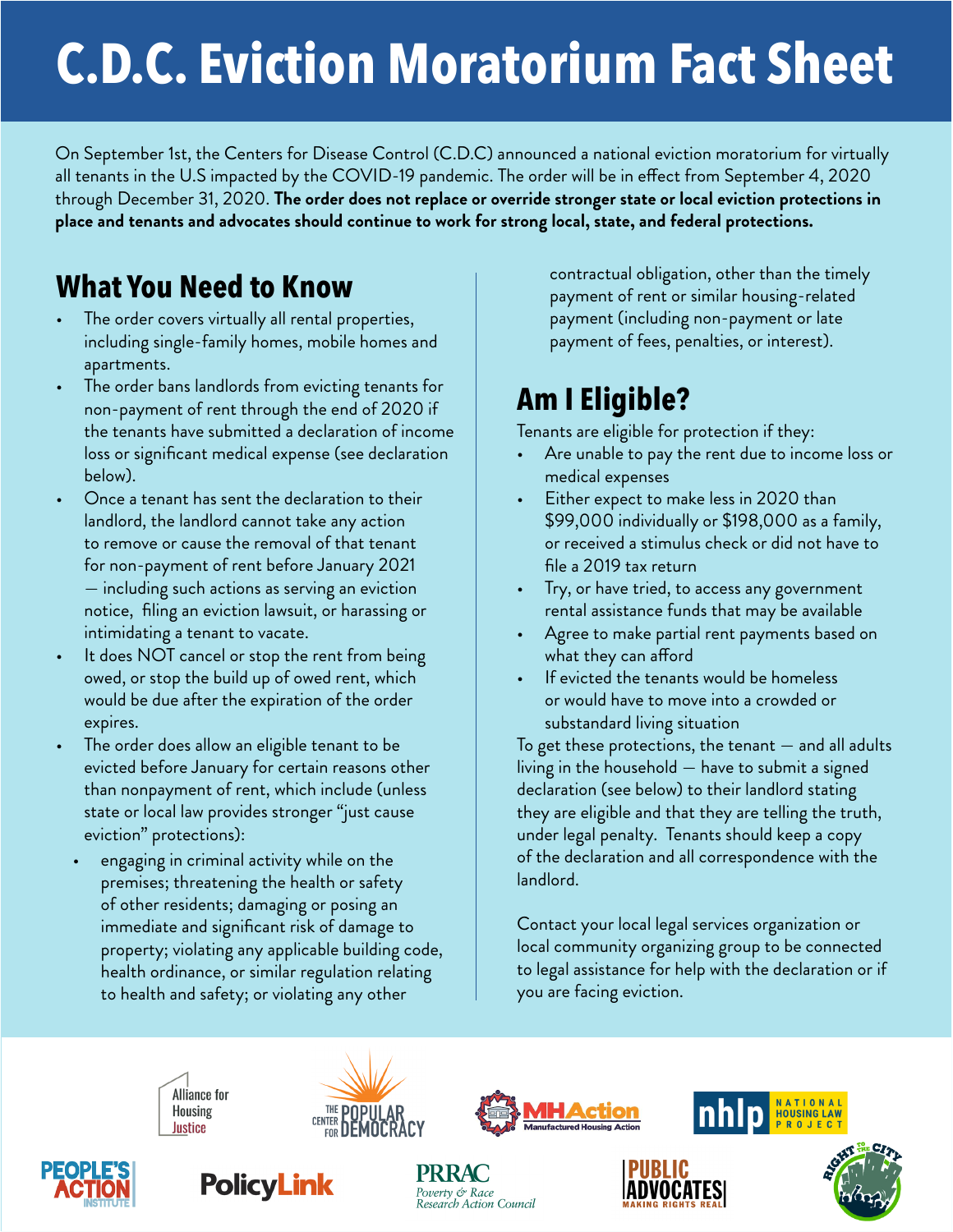# C.D.C. Eviction Moratorium Fact Sheet

On September 1st, the Centers for Disease Control (C.D.C) announced a national eviction moratorium for virtually all tenants in the U.S impacted by the COVID-19 pandemic. The order will be in effect from September 4, 2020 through December 31, 2020. **The order does not replace or override stronger state or local eviction protections in place and tenants and advocates should continue to work for strong local, state, and federal protections.**

## What You Need to Know

- The order covers virtually all rental properties, including single-family homes, mobile homes and apartments.
- The order bans landlords from evicting tenants for non-payment of rent through the end of 2020 if the tenants have submitted a declaration of income loss or significant medical expense (see declaration below).
- Once a tenant has sent the declaration to their landlord, the landlord cannot take any action to remove or cause the removal of that tenant for non-payment of rent before January 2021 — including such actions as serving an eviction notice, filing an eviction lawsuit, or harassing or intimidating a tenant to vacate.
- It does NOT cancel or stop the rent from being owed, or stop the build up of owed rent, which would be due after the expiration of the order expires.
- The order does allow an eligible tenant to be evicted before January for certain reasons other than nonpayment of rent, which include (unless state or local law provides stronger "just cause eviction" protections):
  - engaging in criminal activity while on the premises; threatening the health or safety of other residents; damaging or posing an immediate and significant risk of damage to property; violating any applicable building code, health ordinance, or similar regulation relating to health and safety; or violating any other contractual obligation, other than the timely payment of rent or similar housing-related payment (including non-payment or late payment of fees, penalties, or interest).

## Am I Eligible?

Tenants are eligible for protection if they:

- Are unable to pay the rent due to income loss or medical expenses
- Either expect to make less in 2020 than $99,000 individually or $198,000 as a family, or received a stimulus check or did not have to file a 2019 tax return
- Try, or have tried, to access any government rental assistance funds that may be available
- Agree to make partial rent payments based on what they can afford
- If evicted the tenants would be homeless or would have to move into a crowded or substandard living situation

To get these protections, the tenant — and all adults living in the household — have to submit a signed declaration (see below) to their landlord stating they are eligible and that they are telling the truth, under legal penalty. Tenants should keep a copy of the declaration and all correspondence with the landlord.

Contact your local legal services organization or local community organizing group to be connected to legal assistance for help with the declaration or if you are facing eviction.

Alliance for Housing Justice | The Center for Popular Democracy | MHAction Manufactured Housing Action | nhlp National Housing Law Project | People's Action Institute | PolicyLink | PRRAC Poverty & Race Research Action Council | Public Advocates Making Rights Real | Right to the City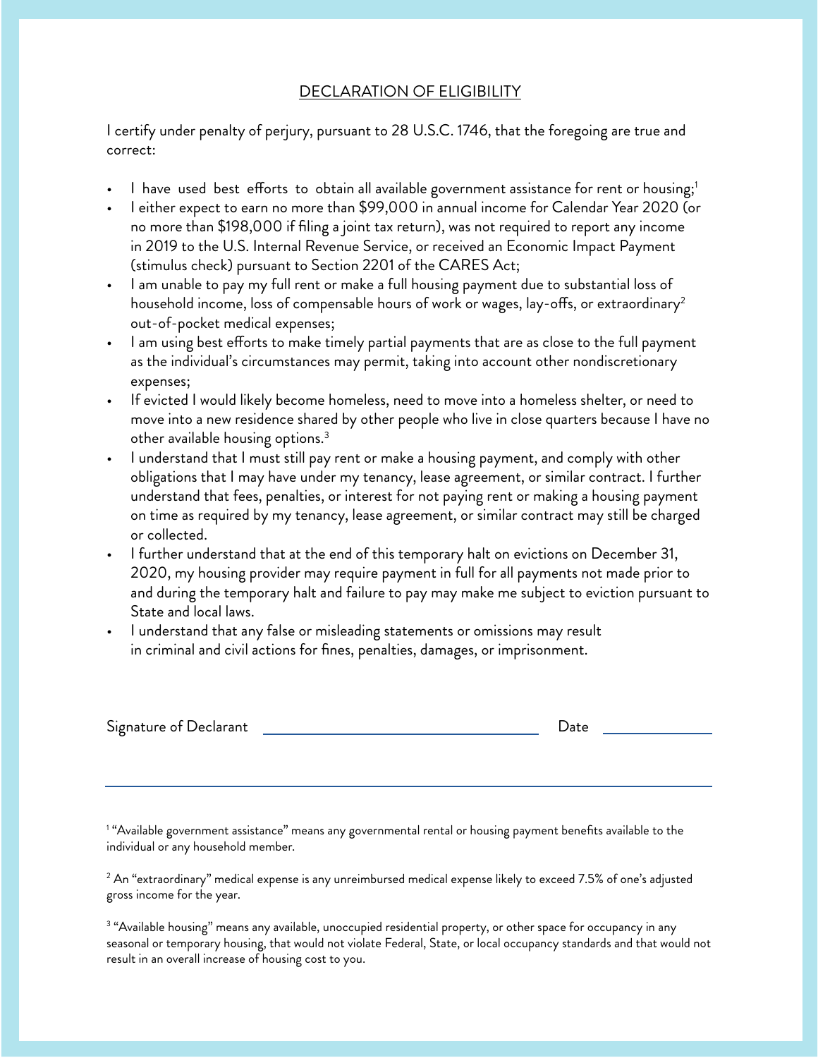## DECLARATION OF ELIGIBILITY

I certify under penalty of perjury, pursuant to 28 U.S.C. 1746, that the foregoing are true and correct:

- I have used best efforts to obtain all available government assistance for rent or housing;[1]
- I either expect to earn no more than $99,000 in annual income for Calendar Year 2020 (or no more than $198,000 if filing a joint tax return), was not required to report any income in 2019 to the U.S. Internal Revenue Service, or received an Economic Impact Payment (stimulus check) pursuant to Section 2201 of the CARES Act;
- I am unable to pay my full rent or make a full housing payment due to substantial loss of household income, loss of compensable hours of work or wages, lay-offs, or extraordinary[2] out-of-pocket medical expenses;
- I am using best efforts to make timely partial payments that are as close to the full payment as the individual's circumstances may permit, taking into account other nondiscretionary expenses;
- If evicted I would likely become homeless, need to move into a homeless shelter, or need to move into a new residence shared by other people who live in close quarters because I have no other available housing options.[3]
- I understand that I must still pay rent or make a housing payment, and comply with other obligations that I may have under my tenancy, lease agreement, or similar contract. I further understand that fees, penalties, or interest for not paying rent or making a housing payment on time as required by my tenancy, lease agreement, or similar contract may still be charged or collected.
- I further understand that at the end of this temporary halt on evictions on December 31, 2020, my housing provider may require payment in full for all payments not made prior to and during the temporary halt and failure to pay may make me subject to eviction pursuant to State and local laws.
- I understand that any false or misleading statements or omissions may result in criminal and civil actions for fines, penalties, damages, or imprisonment.

Signature of Declarant ______________________________ Date ______________

---

[1] "Available government assistance" means any governmental rental or housing payment benefits available to the individual or any household member.

[2] An "extraordinary" medical expense is any unreimbursed medical expense likely to exceed 7.5% of one's adjusted gross income for the year.

[3] "Available housing" means any available, unoccupied residential property, or other space for occupancy in any seasonal or temporary housing, that would not violate Federal, State, or local occupancy standards and that would not result in an overall increase of housing cost to you.